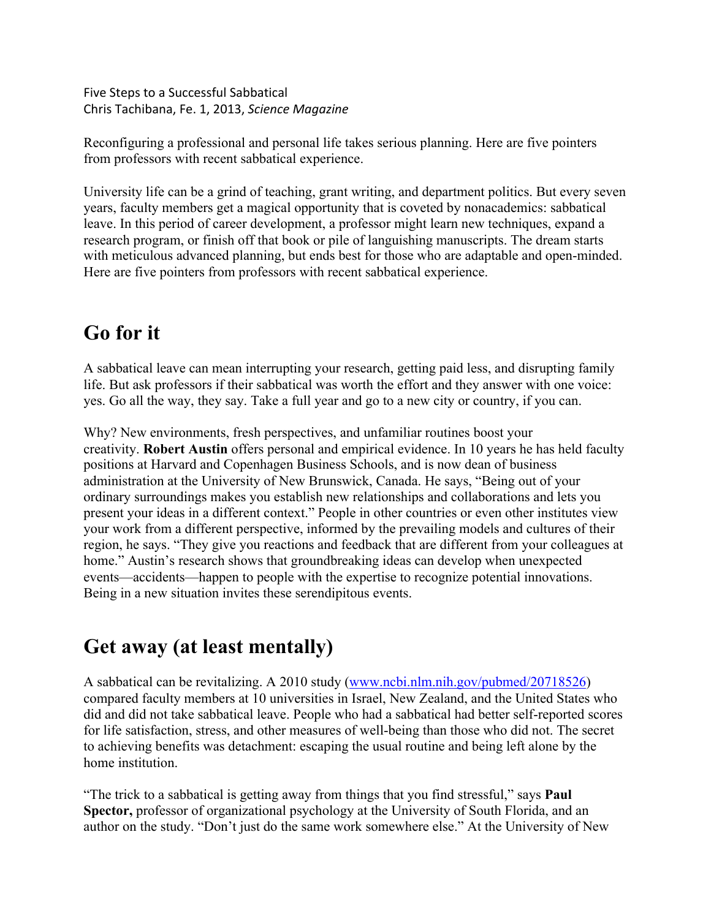Five Steps to a Successful Sabbatical
Chris Tachibana, Fe. 1, 2013, *Science Magazine*

Reconfiguring a professional and personal life takes serious planning. Here are five pointers from professors with recent sabbatical experience.

University life can be a grind of teaching, grant writing, and department politics. But every seven years, faculty members get a magical opportunity that is coveted by nonacademics: sabbatical leave. In this period of career development, a professor might learn new techniques, expand a research program, or finish off that book or pile of languishing manuscripts. The dream starts with meticulous advanced planning, but ends best for those who are adaptable and open-minded. Here are five pointers from professors with recent sabbatical experience.

## Go for it

A sabbatical leave can mean interrupting your research, getting paid less, and disrupting family life. But ask professors if their sabbatical was worth the effort and they answer with one voice: yes. Go all the way, they say. Take a full year and go to a new city or country, if you can.

Why? New environments, fresh perspectives, and unfamiliar routines boost your creativity. **Robert Austin** offers personal and empirical evidence. In 10 years he has held faculty positions at Harvard and Copenhagen Business Schools, and is now dean of business administration at the University of New Brunswick, Canada. He says, "Being out of your ordinary surroundings makes you establish new relationships and collaborations and lets you present your ideas in a different context." People in other countries or even other institutes view your work from a different perspective, informed by the prevailing models and cultures of their region, he says. "They give you reactions and feedback that are different from your colleagues at home." Austin's research shows that groundbreaking ideas can develop when unexpected events—accidents—happen to people with the expertise to recognize potential innovations. Being in a new situation invites these serendipitous events.

## Get away (at least mentally)

A sabbatical can be revitalizing. A 2010 study (www.ncbi.nlm.nih.gov/pubmed/20718526) compared faculty members at 10 universities in Israel, New Zealand, and the United States who did and did not take sabbatical leave. People who had a sabbatical had better self-reported scores for life satisfaction, stress, and other measures of well-being than those who did not. The secret to achieving benefits was detachment: escaping the usual routine and being left alone by the home institution.

"The trick to a sabbatical is getting away from things that you find stressful," says **Paul Spector,** professor of organizational psychology at the University of South Florida, and an author on the study. "Don't just do the same work somewhere else." At the University of New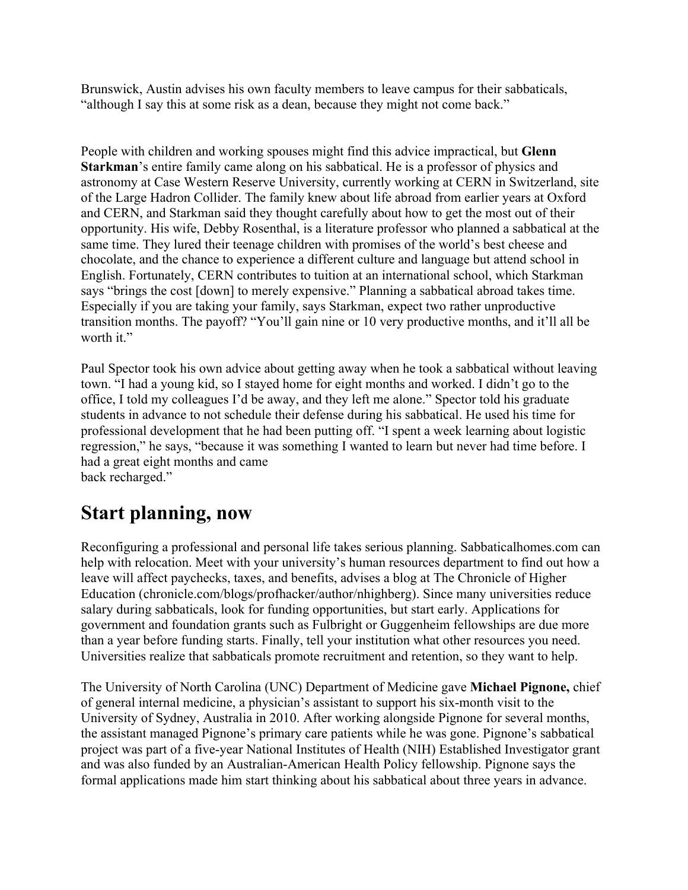Brunswick, Austin advises his own faculty members to leave campus for their sabbaticals, "although I say this at some risk as a dean, because they might not come back."

People with children and working spouses might find this advice impractical, but **Glenn Starkman**'s entire family came along on his sabbatical. He is a professor of physics and astronomy at Case Western Reserve University, currently working at CERN in Switzerland, site of the Large Hadron Collider. The family knew about life abroad from earlier years at Oxford and CERN, and Starkman said they thought carefully about how to get the most out of their opportunity. His wife, Debby Rosenthal, is a literature professor who planned a sabbatical at the same time. They lured their teenage children with promises of the world's best cheese and chocolate, and the chance to experience a different culture and language but attend school in English. Fortunately, CERN contributes to tuition at an international school, which Starkman says "brings the cost [down] to merely expensive." Planning a sabbatical abroad takes time. Especially if you are taking your family, says Starkman, expect two rather unproductive transition months. The payoff? "You'll gain nine or 10 very productive months, and it'll all be worth it."

Paul Spector took his own advice about getting away when he took a sabbatical without leaving town. "I had a young kid, so I stayed home for eight months and worked. I didn't go to the office, I told my colleagues I'd be away, and they left me alone." Spector told his graduate students in advance to not schedule their defense during his sabbatical. He used his time for professional development that he had been putting off. "I spent a week learning about logistic regression," he says, "because it was something I wanted to learn but never had time before. I had a great eight months and came back recharged."

## Start planning, now

Reconfiguring a professional and personal life takes serious planning. Sabbaticalhomes.com can help with relocation. Meet with your university's human resources department to find out how a leave will affect paychecks, taxes, and benefits, advises a blog at The Chronicle of Higher Education (chronicle.com/blogs/profhacker/author/nhighberg). Since many universities reduce salary during sabbaticals, look for funding opportunities, but start early. Applications for government and foundation grants such as Fulbright or Guggenheim fellowships are due more than a year before funding starts. Finally, tell your institution what other resources you need. Universities realize that sabbaticals promote recruitment and retention, so they want to help.

The University of North Carolina (UNC) Department of Medicine gave **Michael Pignone,** chief of general internal medicine, a physician's assistant to support his six-month visit to the University of Sydney, Australia in 2010. After working alongside Pignone for several months, the assistant managed Pignone's primary care patients while he was gone. Pignone's sabbatical project was part of a five-year National Institutes of Health (NIH) Established Investigator grant and was also funded by an Australian-American Health Policy fellowship. Pignone says the formal applications made him start thinking about his sabbatical about three years in advance.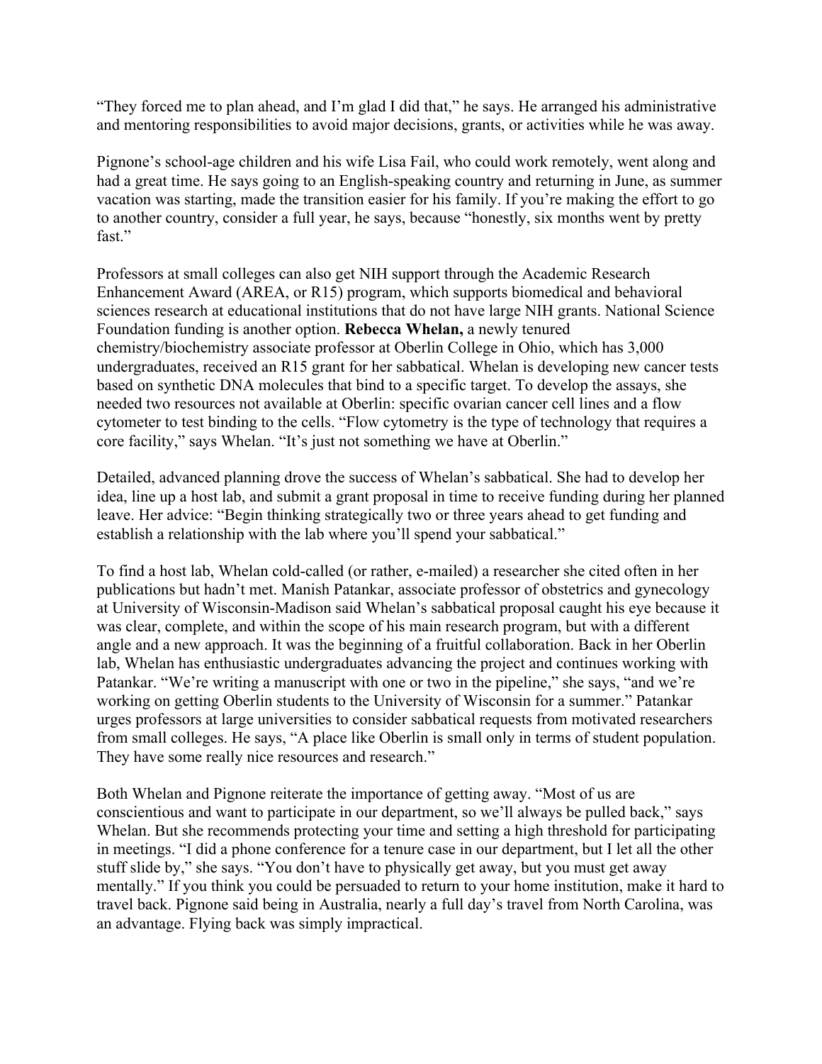"They forced me to plan ahead, and I'm glad I did that," he says. He arranged his administrative and mentoring responsibilities to avoid major decisions, grants, or activities while he was away.

Pignone's school-age children and his wife Lisa Fail, who could work remotely, went along and had a great time. He says going to an English-speaking country and returning in June, as summer vacation was starting, made the transition easier for his family. If you're making the effort to go to another country, consider a full year, he says, because "honestly, six months went by pretty fast."

Professors at small colleges can also get NIH support through the Academic Research Enhancement Award (AREA, or R15) program, which supports biomedical and behavioral sciences research at educational institutions that do not have large NIH grants. National Science Foundation funding is another option. **Rebecca Whelan,** a newly tenured chemistry/biochemistry associate professor at Oberlin College in Ohio, which has 3,000 undergraduates, received an R15 grant for her sabbatical. Whelan is developing new cancer tests based on synthetic DNA molecules that bind to a specific target. To develop the assays, she needed two resources not available at Oberlin: specific ovarian cancer cell lines and a flow cytometer to test binding to the cells. "Flow cytometry is the type of technology that requires a core facility," says Whelan. "It's just not something we have at Oberlin."

Detailed, advanced planning drove the success of Whelan's sabbatical. She had to develop her idea, line up a host lab, and submit a grant proposal in time to receive funding during her planned leave. Her advice: "Begin thinking strategically two or three years ahead to get funding and establish a relationship with the lab where you'll spend your sabbatical."

To find a host lab, Whelan cold-called (or rather, e-mailed) a researcher she cited often in her publications but hadn't met. Manish Patankar, associate professor of obstetrics and gynecology at University of Wisconsin-Madison said Whelan's sabbatical proposal caught his eye because it was clear, complete, and within the scope of his main research program, but with a different angle and a new approach. It was the beginning of a fruitful collaboration. Back in her Oberlin lab, Whelan has enthusiastic undergraduates advancing the project and continues working with Patankar. "We're writing a manuscript with one or two in the pipeline," she says, "and we're working on getting Oberlin students to the University of Wisconsin for a summer." Patankar urges professors at large universities to consider sabbatical requests from motivated researchers from small colleges. He says, "A place like Oberlin is small only in terms of student population. They have some really nice resources and research."

Both Whelan and Pignone reiterate the importance of getting away. "Most of us are conscientious and want to participate in our department, so we'll always be pulled back," says Whelan. But she recommends protecting your time and setting a high threshold for participating in meetings. "I did a phone conference for a tenure case in our department, but I let all the other stuff slide by," she says. "You don't have to physically get away, but you must get away mentally." If you think you could be persuaded to return to your home institution, make it hard to travel back. Pignone said being in Australia, nearly a full day's travel from North Carolina, was an advantage. Flying back was simply impractical.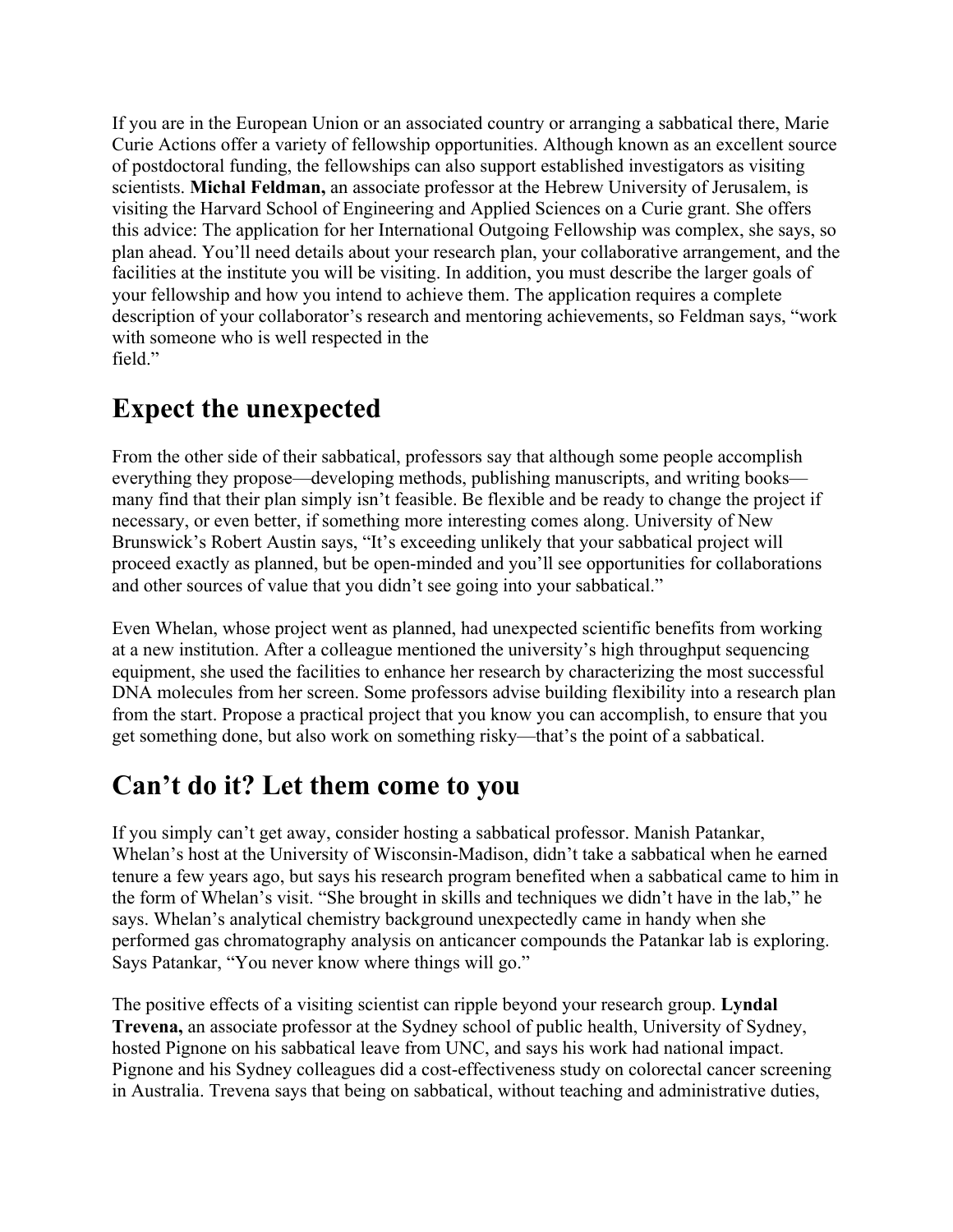If you are in the European Union or an associated country or arranging a sabbatical there, Marie Curie Actions offer a variety of fellowship opportunities. Although known as an excellent source of postdoctoral funding, the fellowships can also support established investigators as visiting scientists. **Michal Feldman,** an associate professor at the Hebrew University of Jerusalem, is visiting the Harvard School of Engineering and Applied Sciences on a Curie grant. She offers this advice: The application for her International Outgoing Fellowship was complex, she says, so plan ahead. You'll need details about your research plan, your collaborative arrangement, and the facilities at the institute you will be visiting. In addition, you must describe the larger goals of your fellowship and how you intend to achieve them. The application requires a complete description of your collaborator's research and mentoring achievements, so Feldman says, "work with someone who is well respected in the field."

## Expect the unexpected

From the other side of their sabbatical, professors say that although some people accomplish everything they propose—developing methods, publishing manuscripts, and writing books—many find that their plan simply isn't feasible. Be flexible and be ready to change the project if necessary, or even better, if something more interesting comes along. University of New Brunswick's Robert Austin says, "It's exceeding unlikely that your sabbatical project will proceed exactly as planned, but be open-minded and you'll see opportunities for collaborations and other sources of value that you didn't see going into your sabbatical."

Even Whelan, whose project went as planned, had unexpected scientific benefits from working at a new institution. After a colleague mentioned the university's high throughput sequencing equipment, she used the facilities to enhance her research by characterizing the most successful DNA molecules from her screen. Some professors advise building flexibility into a research plan from the start. Propose a practical project that you know you can accomplish, to ensure that you get something done, but also work on something risky—that's the point of a sabbatical.

## Can't do it? Let them come to you

If you simply can't get away, consider hosting a sabbatical professor. Manish Patankar, Whelan's host at the University of Wisconsin-Madison, didn't take a sabbatical when he earned tenure a few years ago, but says his research program benefited when a sabbatical came to him in the form of Whelan's visit. "She brought in skills and techniques we didn't have in the lab," he says. Whelan's analytical chemistry background unexpectedly came in handy when she performed gas chromatography analysis on anticancer compounds the Patankar lab is exploring. Says Patankar, "You never know where things will go."

The positive effects of a visiting scientist can ripple beyond your research group. **Lyndal Trevena,** an associate professor at the Sydney school of public health, University of Sydney, hosted Pignone on his sabbatical leave from UNC, and says his work had national impact. Pignone and his Sydney colleagues did a cost-effectiveness study on colorectal cancer screening in Australia. Trevena says that being on sabbatical, without teaching and administrative duties,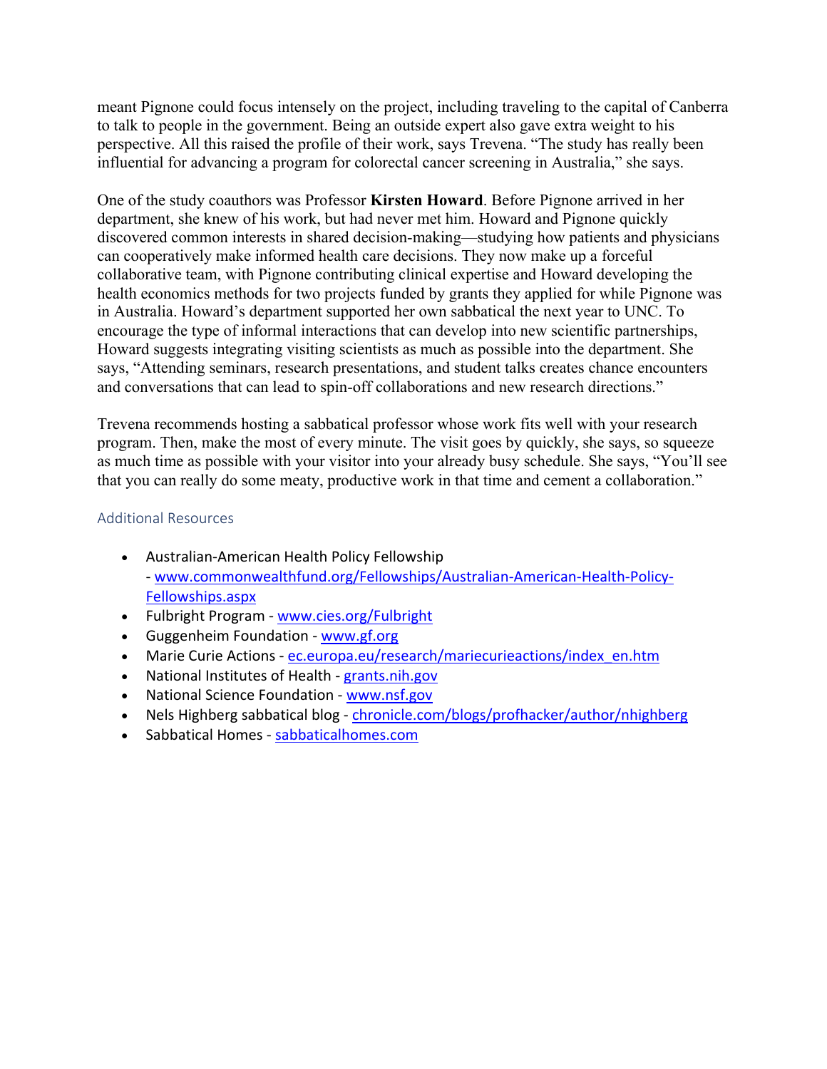meant Pignone could focus intensely on the project, including traveling to the capital of Canberra to talk to people in the government. Being an outside expert also gave extra weight to his perspective. All this raised the profile of their work, says Trevena. "The study has really been influential for advancing a program for colorectal cancer screening in Australia," she says.

One of the study coauthors was Professor **Kirsten Howard**. Before Pignone arrived in her department, she knew of his work, but had never met him. Howard and Pignone quickly discovered common interests in shared decision-making—studying how patients and physicians can cooperatively make informed health care decisions. They now make up a forceful collaborative team, with Pignone contributing clinical expertise and Howard developing the health economics methods for two projects funded by grants they applied for while Pignone was in Australia. Howard's department supported her own sabbatical the next year to UNC. To encourage the type of informal interactions that can develop into new scientific partnerships, Howard suggests integrating visiting scientists as much as possible into the department. She says, "Attending seminars, research presentations, and student talks creates chance encounters and conversations that can lead to spin-off collaborations and new research directions."

Trevena recommends hosting a sabbatical professor whose work fits well with your research program. Then, make the most of every minute. The visit goes by quickly, she says, so squeeze as much time as possible with your visitor into your already busy schedule. She says, "You'll see that you can really do some meaty, productive work in that time and cement a collaboration."

## Additional Resources

- Australian-American Health Policy Fellowship - www.commonwealthfund.org/Fellowships/Australian-American-Health-Policy-Fellowships.aspx
- Fulbright Program - www.cies.org/Fulbright
- Guggenheim Foundation - www.gf.org
- Marie Curie Actions - ec.europa.eu/research/mariecurieactions/index_en.htm
- National Institutes of Health - grants.nih.gov
- National Science Foundation - www.nsf.gov
- Nels Highberg sabbatical blog - chronicle.com/blogs/profhacker/author/nhighberg
- Sabbatical Homes - sabbaticalhomes.com